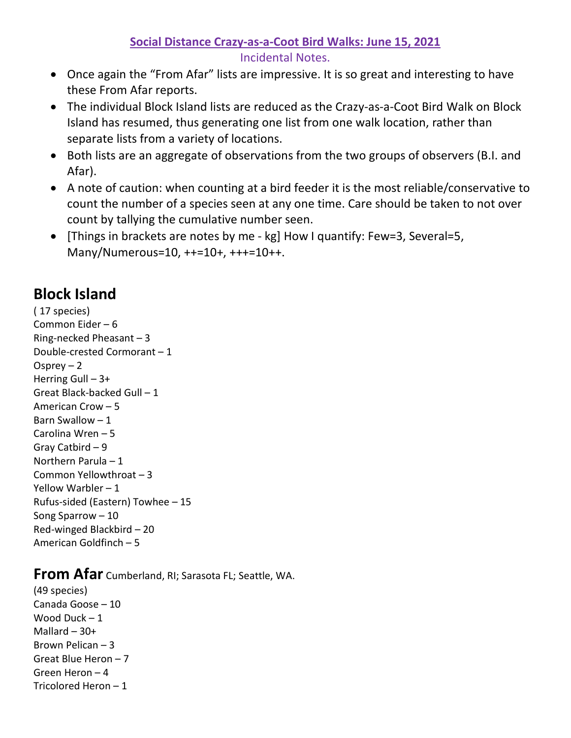**Social Distance Crazy-as-a-Coot Bird Walks: June 15, 2021**

Incidental Notes.

- Once again the "From Afar" lists are impressive. It is so great and interesting to have these From Afar reports.
- The individual Block Island lists are reduced as the Crazy-as-a-Coot Bird Walk on Block Island has resumed, thus generating one list from one walk location, rather than separate lists from a variety of locations.
- Both lists are an aggregate of observations from the two groups of observers (B.I. and Afar).
- A note of caution: when counting at a bird feeder it is the most reliable/conservative to count the number of a species seen at any one time. Care should be taken to not over count by tallying the cumulative number seen.
- [Things in brackets are notes by me - kg] How I quantify: Few=3, Several=5, Many/Numerous=10, ++=10+, +++=10++.

## Block Island

( 17 species)
Common Eider – 6
Ring-necked Pheasant – 3
Double-crested Cormorant – 1
Osprey – 2
Herring Gull – 3+
Great Black-backed Gull – 1
American Crow – 5
Barn Swallow – 1
Carolina Wren – 5
Gray Catbird – 9
Northern Parula – 1
Common Yellowthroat – 3
Yellow Warbler – 1
Rufus-sided (Eastern) Towhee – 15
Song Sparrow – 10
Red-winged Blackbird – 20
American Goldfinch – 5

## From Afar Cumberland, RI; Sarasota FL; Seattle, WA.

(49 species)
Canada Goose – 10
Wood Duck – 1
Mallard – 30+
Brown Pelican – 3
Great Blue Heron – 7
Green Heron – 4
Tricolored Heron – 1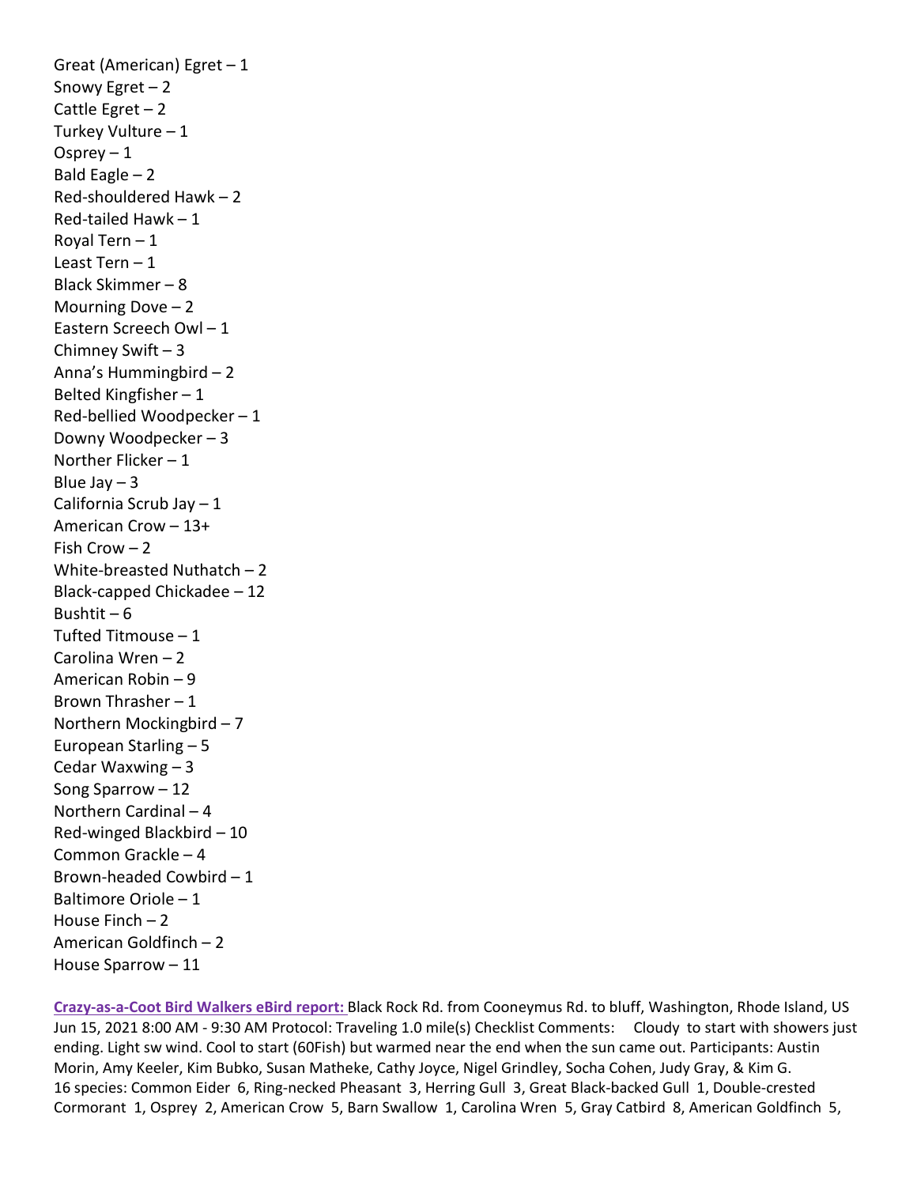Great (American) Egret – 1
Snowy Egret – 2
Cattle Egret – 2
Turkey Vulture – 1
Osprey – 1
Bald Eagle – 2
Red-shouldered Hawk – 2
Red-tailed Hawk – 1
Royal Tern – 1
Least Tern – 1
Black Skimmer – 8
Mourning Dove – 2
Eastern Screech Owl – 1
Chimney Swift – 3
Anna's Hummingbird – 2
Belted Kingfisher – 1
Red-bellied Woodpecker – 1
Downy Woodpecker – 3
Norther Flicker – 1
Blue Jay – 3
California Scrub Jay – 1
American Crow – 13+
Fish Crow – 2
White-breasted Nuthatch – 2
Black-capped Chickadee – 12
Bushtit – 6
Tufted Titmouse – 1
Carolina Wren – 2
American Robin – 9
Brown Thrasher – 1
Northern Mockingbird – 7
European Starling – 5
Cedar Waxwing – 3
Song Sparrow – 12
Northern Cardinal – 4
Red-winged Blackbird – 10
Common Grackle – 4
Brown-headed Cowbird – 1
Baltimore Oriole – 1
House Finch – 2
American Goldfinch – 2
House Sparrow – 11

**Crazy-as-a-Coot Bird Walkers eBird report:** Black Rock Rd. from Cooneymus Rd. to bluff, Washington, Rhode Island, US Jun 15, 2021 8:00 AM - 9:30 AM Protocol: Traveling 1.0 mile(s) Checklist Comments: Cloudy to start with showers just ending. Light sw wind. Cool to start (60Fish) but warmed near the end when the sun came out. Participants: Austin Morin, Amy Keeler, Kim Bubko, Susan Matheke, Cathy Joyce, Nigel Grindley, Socha Cohen, Judy Gray, & Kim G. 16 species: Common Eider 6, Ring-necked Pheasant 3, Herring Gull 3, Great Black-backed Gull 1, Double-crested Cormorant 1, Osprey 2, American Crow 5, Barn Swallow 1, Carolina Wren 5, Gray Catbird 8, American Goldfinch 5,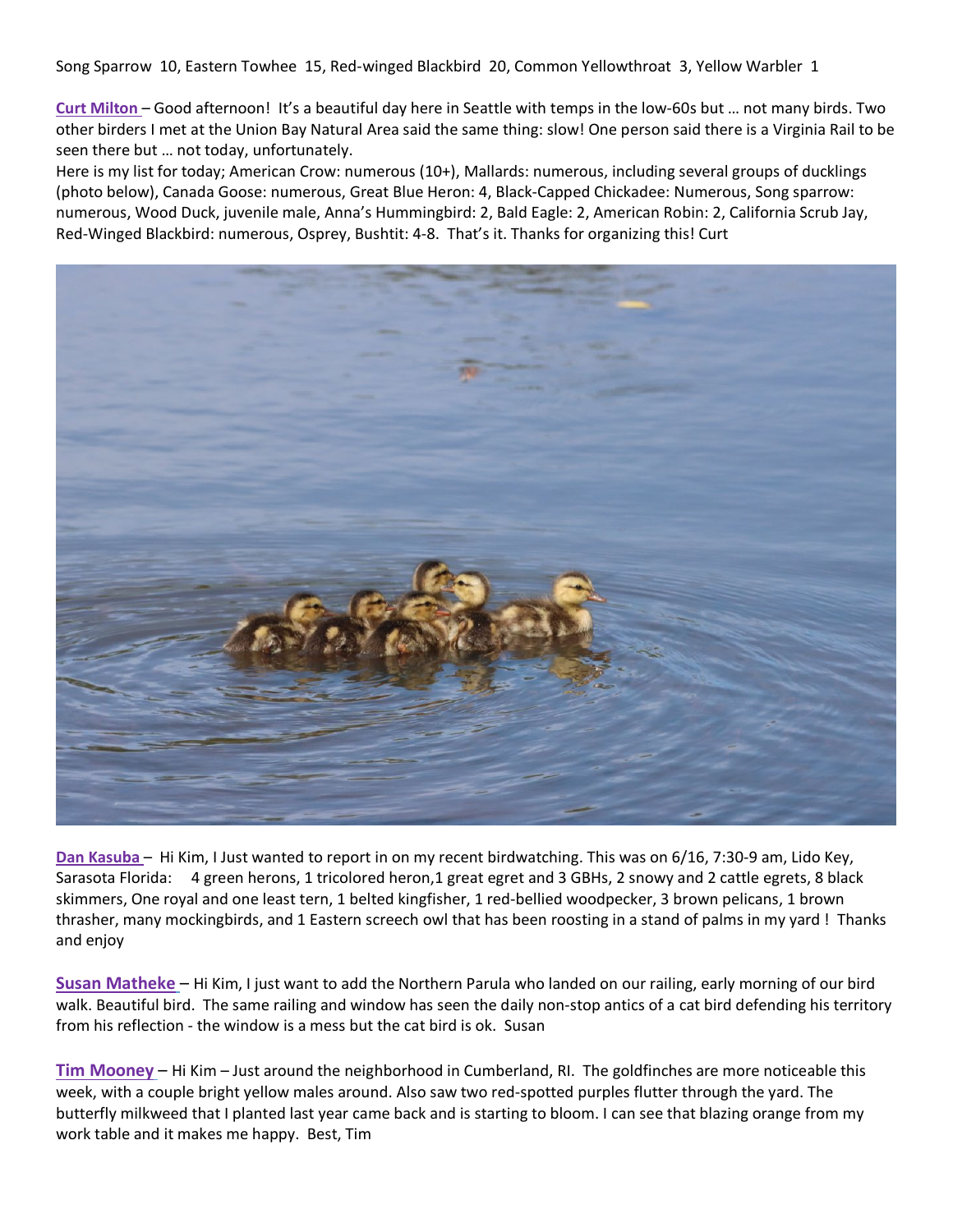Song Sparrow 10, Eastern Towhee 15, Red-winged Blackbird 20, Common Yellowthroat 3, Yellow Warbler 1

**Curt Milton** – Good afternoon! It's a beautiful day here in Seattle with temps in the low-60s but … not many birds. Two other birders I met at the Union Bay Natural Area said the same thing: slow! One person said there is a Virginia Rail to be seen there but … not today, unfortunately.

Here is my list for today; American Crow: numerous (10+), Mallards: numerous, including several groups of ducklings (photo below), Canada Goose: numerous, Great Blue Heron: 4, Black-Capped Chickadee: Numerous, Song sparrow: numerous, Wood Duck, juvenile male, Anna's Hummingbird: 2, Bald Eagle: 2, American Robin: 2, California Scrub Jay, Red-Winged Blackbird: numerous, Osprey, Bushtit: 4-8. That's it. Thanks for organizing this! Curt

**Dan Kasuba** – Hi Kim, I Just wanted to report in on my recent birdwatching. This was on 6/16, 7:30-9 am, Lido Key, Sarasota Florida: 4 green herons, 1 tricolored heron,1 great egret and 3 GBHs, 2 snowy and 2 cattle egrets, 8 black skimmers, One royal and one least tern, 1 belted kingfisher, 1 red-bellied woodpecker, 3 brown pelicans, 1 brown thrasher, many mockingbirds, and 1 Eastern screech owl that has been roosting in a stand of palms in my yard ! Thanks and enjoy

**Susan Matheke** – Hi Kim, I just want to add the Northern Parula who landed on our railing, early morning of our bird walk. Beautiful bird. The same railing and window has seen the daily non-stop antics of a cat bird defending his territory from his reflection - the window is a mess but the cat bird is ok. Susan

**Tim Mooney** – Hi Kim – Just around the neighborhood in Cumberland, RI. The goldfinches are more noticeable this week, with a couple bright yellow males around. Also saw two red-spotted purples flutter through the yard. The butterfly milkweed that I planted last year came back and is starting to bloom. I can see that blazing orange from my work table and it makes me happy. Best, Tim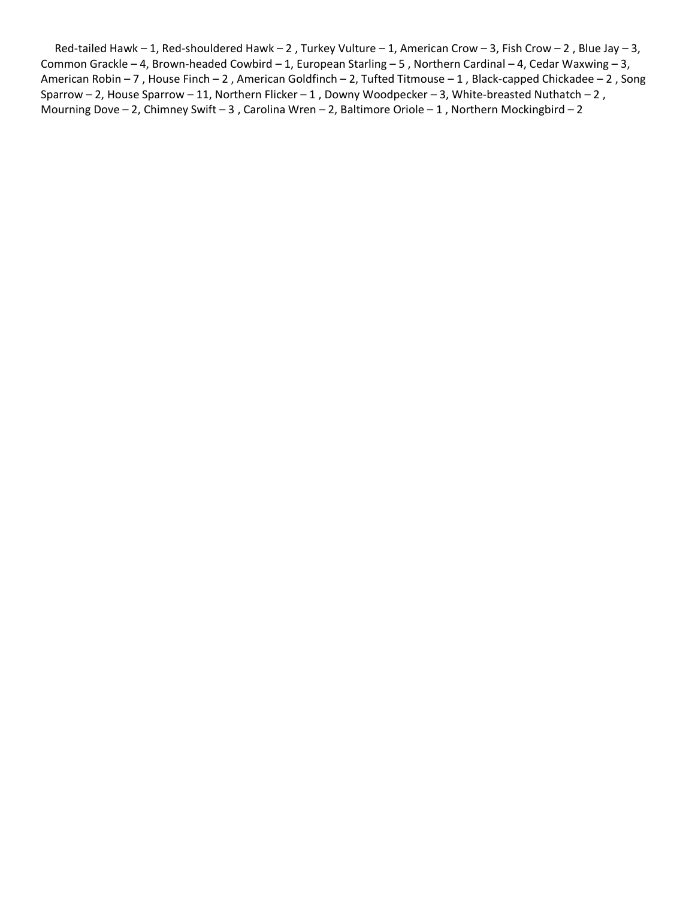Red-tailed Hawk – 1, Red-shouldered Hawk – 2 , Turkey Vulture – 1, American Crow – 3, Fish Crow – 2 , Blue Jay – 3, Common Grackle – 4, Brown-headed Cowbird – 1, European Starling – 5 , Northern Cardinal – 4, Cedar Waxwing – 3, American Robin – 7 , House Finch – 2 , American Goldfinch – 2, Tufted Titmouse – 1 , Black-capped Chickadee – 2 , Song Sparrow – 2, House Sparrow – 11, Northern Flicker – 1 , Downy Woodpecker – 3, White-breasted Nuthatch – 2 , Mourning Dove – 2, Chimney Swift – 3 , Carolina Wren – 2, Baltimore Oriole – 1 , Northern Mockingbird – 2